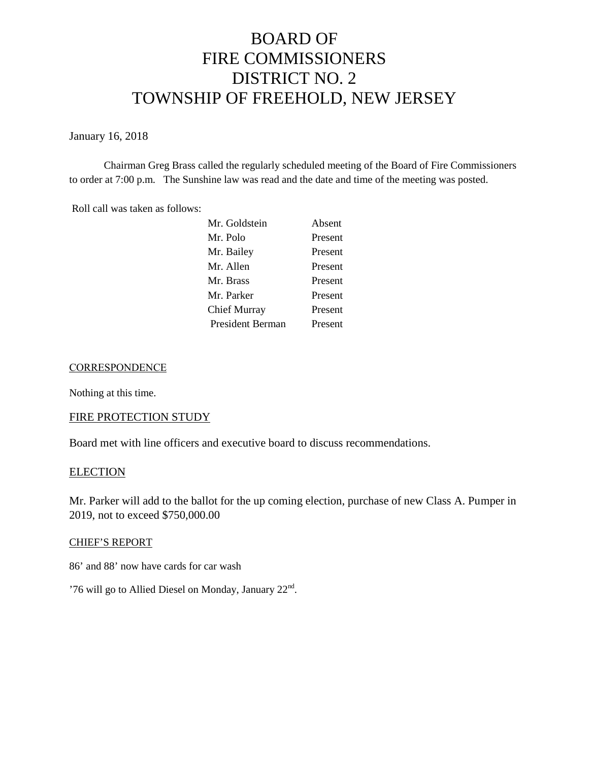# BOARD OF FIRE COMMISSIONERS DISTRICT NO. 2 TOWNSHIP OF FREEHOLD, NEW JERSEY

January 16, 2018

Chairman Greg Brass called the regularly scheduled meeting of the Board of Fire Commissioners to order at 7:00 p.m. The Sunshine law was read and the date and time of the meeting was posted.

Roll call was taken as follows:

| | |
|---|---|
| Mr. Goldstein | Absent |
| Mr. Polo | Present |
| Mr. Bailey | Present |
| Mr. Allen | Present |
| Mr. Brass | Present |
| Mr. Parker | Present |
| Chief Murray | Present |
| President Berman | Present |

CORRESPONDENCE

Nothing at this time.

FIRE PROTECTION STUDY

Board met with line officers and executive board to discuss recommendations.

ELECTION

Mr. Parker will add to the ballot for the up coming election, purchase of new Class A. Pumper in 2019, not to exceed $750,000.00

CHIEF'S REPORT

86' and 88' now have cards for car wash

'76 will go to Allied Diesel on Monday, January 22nd.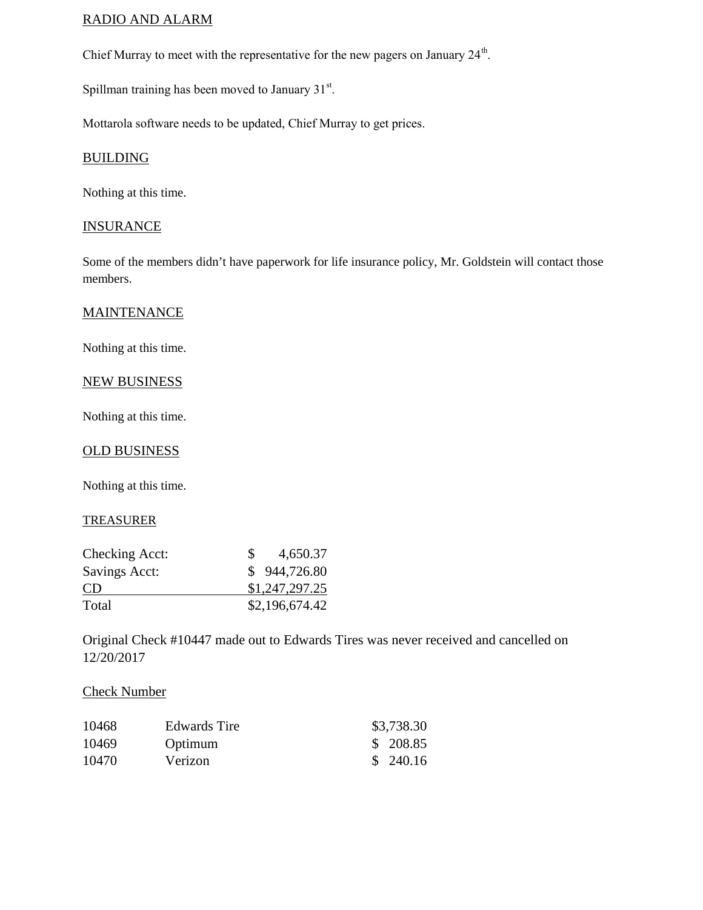## RADIO AND ALARM

Chief Murray to meet with the representative for the new pagers on January 24th.

Spillman training has been moved to January 31st.

Mottarola software needs to be updated, Chief Murray to get prices.

## BUILDING

Nothing at this time.

## INSURANCE

Some of the members didn't have paperwork for life insurance policy, Mr. Goldstein will contact those members.

## MAINTENANCE

Nothing at this time.

## NEW BUSINESS

Nothing at this time.

## OLD BUSINESS

Nothing at this time.

## TREASURER

| | |
|---|---|
| Checking Acct: | $ 4,650.37 |
| Savings Acct: | $ 944,726.80 |
| CD | $1,247,297.25 |
| Total | $2,196,674.42 |

Original Check #10447 made out to Edwards Tires was never received and cancelled on 12/20/2017

Check Number

| | | |
|---|---|---|
| 10468 | Edwards Tire | $3,738.30 |
| 10469 | Optimum | $ 208.85 |
| 10470 | Verizon | $ 240.16 |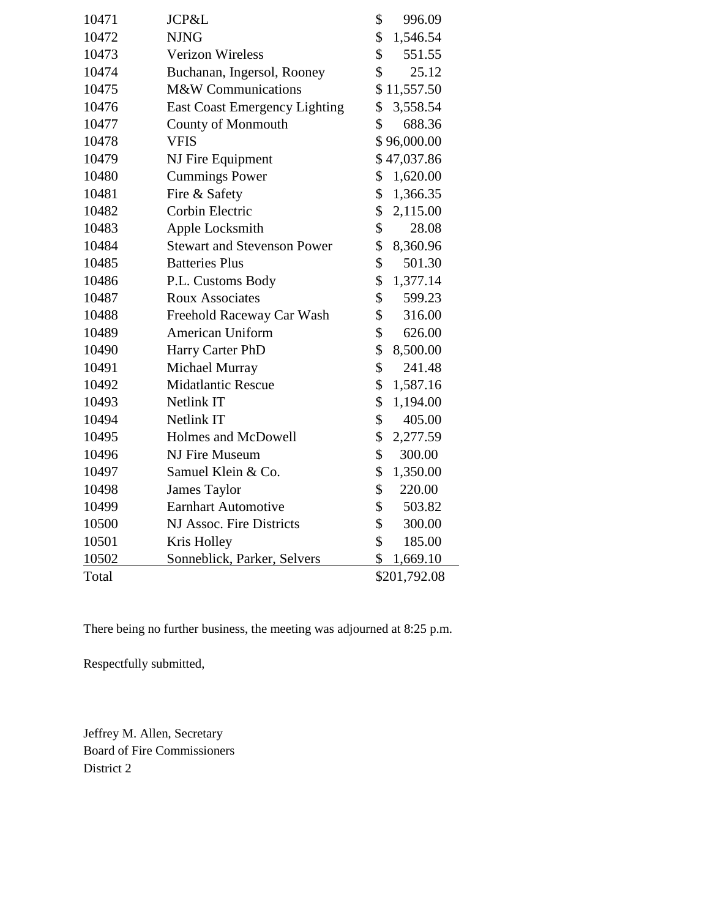| | | |
|---|---|---|
| 10471 | JCP&L | $ 996.09 |
| 10472 | NJNG | $ 1,546.54 |
| 10473 | Verizon Wireless | $ 551.55 |
| 10474 | Buchanan, Ingersol, Rooney | $ 25.12 |
| 10475 | M&W Communications | $ 11,557.50 |
| 10476 | East Coast Emergency Lighting | $ 3,558.54 |
| 10477 | County of Monmouth | $ 688.36 |
| 10478 | VFIS | $ 96,000.00 |
| 10479 | NJ Fire Equipment | $ 47,037.86 |
| 10480 | Cummings Power | $ 1,620.00 |
| 10481 | Fire & Safety | $ 1,366.35 |
| 10482 | Corbin Electric | $ 2,115.00 |
| 10483 | Apple Locksmith | $ 28.08 |
| 10484 | Stewart and Stevenson Power | $ 8,360.96 |
| 10485 | Batteries Plus | $ 501.30 |
| 10486 | P.L. Customs Body | $ 1,377.14 |
| 10487 | Roux Associates | $ 599.23 |
| 10488 | Freehold Raceway Car Wash | $ 316.00 |
| 10489 | American Uniform | $ 626.00 |
| 10490 | Harry Carter PhD | $ 8,500.00 |
| 10491 | Michael Murray | $ 241.48 |
| 10492 | Midatlantic Rescue | $ 1,587.16 |
| 10493 | Netlink IT | $ 1,194.00 |
| 10494 | Netlink IT | $ 405.00 |
| 10495 | Holmes and McDowell | $ 2,277.59 |
| 10496 | NJ Fire Museum | $ 300.00 |
| 10497 | Samuel Klein & Co. | $ 1,350.00 |
| 10498 | James Taylor | $ 220.00 |
| 10499 | Earnhart Automotive | $ 503.82 |
| 10500 | NJ Assoc. Fire Districts | $ 300.00 |
| 10501 | Kris Holley | $ 185.00 |
| 10502 | Sonneblick, Parker, Selvers | $ 1,669.10 |
| Total | | $201,792.08 |

There being no further business, the meeting was adjourned at 8:25 p.m.

Respectfully submitted,

Jeffrey M. Allen, Secretary
Board of Fire Commissioners
District 2